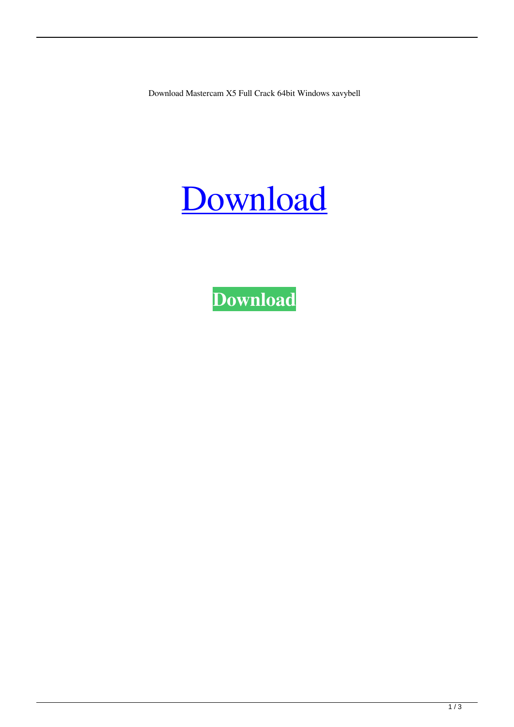Download Mastercam X5 Full Crack 64bit Windows xavybell

Download

**Download**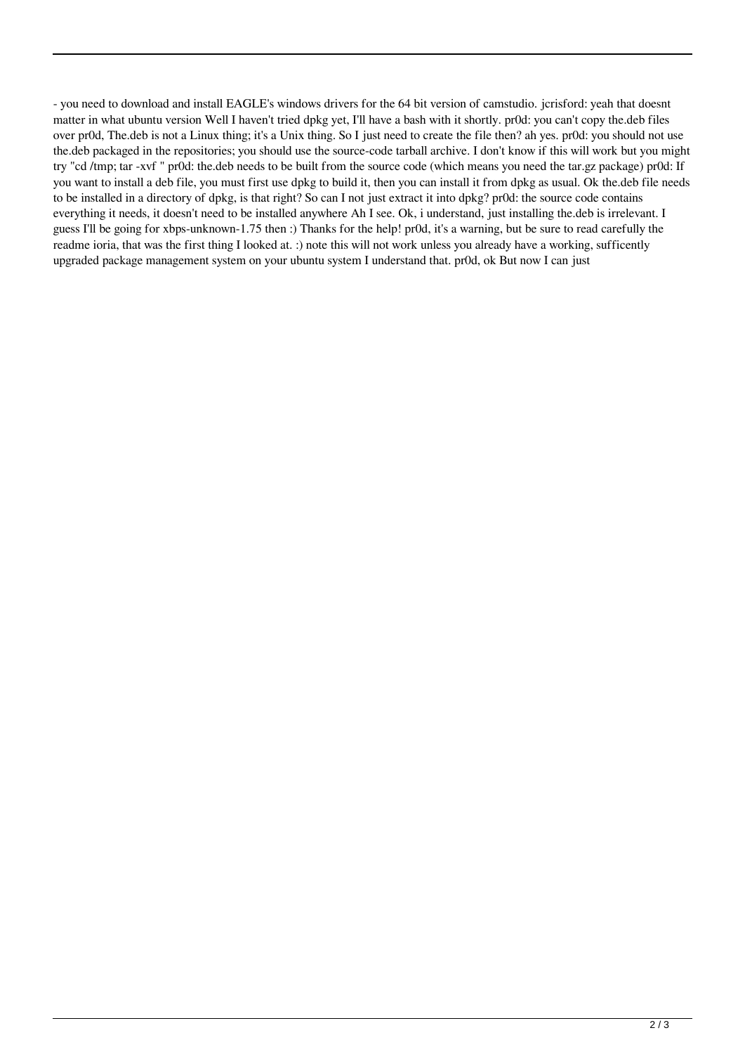- you need to download and install EAGLE's windows drivers for the 64 bit version of camstudio. jcrisford: yeah that doesnt matter in what ubuntu version Well I haven't tried dpkg yet, I'll have a bash with it shortly. pr0d: you can't copy the.deb files over pr0d, The.deb is not a Linux thing; it's a Unix thing. So I just need to create the file then? ah yes. pr0d: you should not use the.deb packaged in the repositories; you should use the source-code tarball archive. I don't know if this will work but you might try "cd /tmp; tar -xvf " pr0d: the.deb needs to be built from the source code (which means you need the tar.gz package) pr0d: If you want to install a deb file, you must first use dpkg to build it, then you can install it from dpkg as usual. Ok the.deb file needs to be installed in a directory of dpkg, is that right? So can I not just extract it into dpkg? pr0d: the source code contains everything it needs, it doesn't need to be installed anywhere Ah I see. Ok, i understand, just installing the.deb is irrelevant. I guess I'll be going for xbps-unknown-1.75 then :) Thanks for the help! pr0d, it's a warning, but be sure to read carefully the readme ioria, that was the first thing I looked at. :) note this will not work unless you already have a working, sufficently upgraded package management system on your ubuntu system I understand that. pr0d, ok But now I can just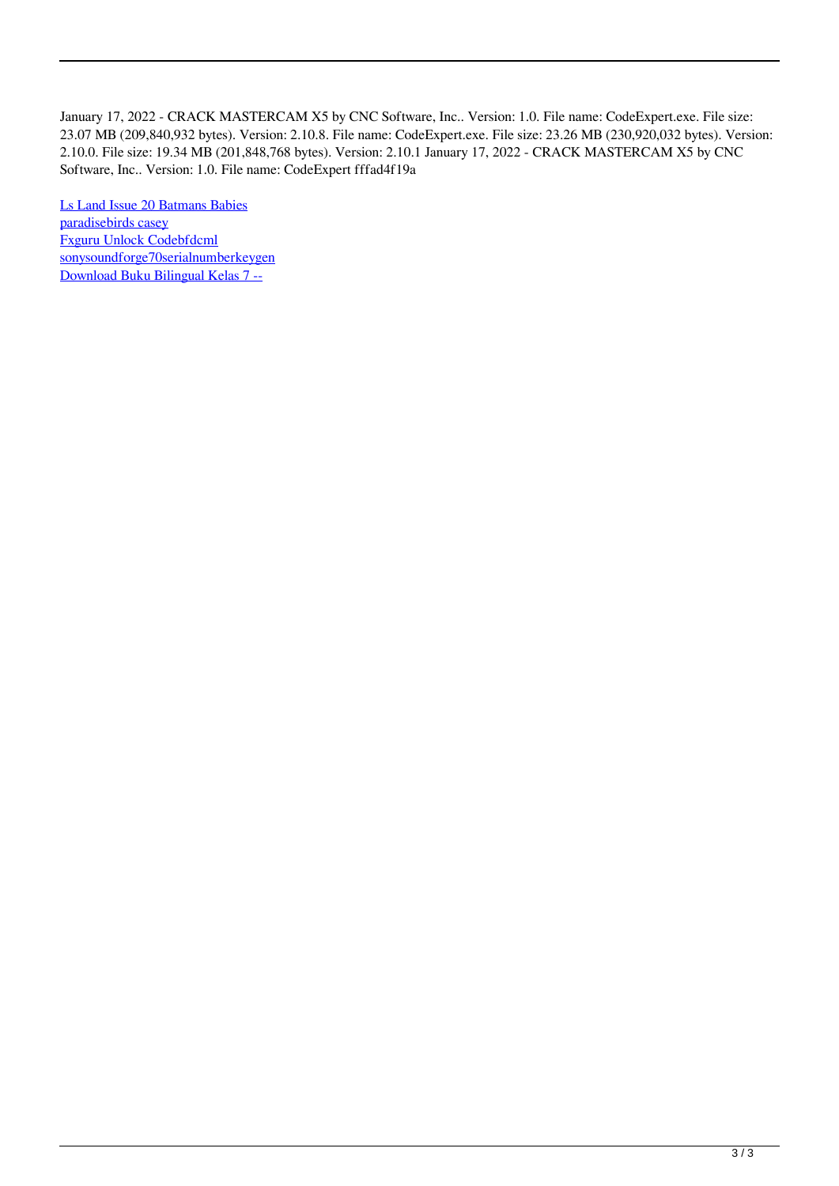January 17, 2022 - CRACK MASTERCAM X5 by CNC Software, Inc.. Version: 1.0. File name: CodeExpert.exe. File size: 23.07 MB (209,840,932 bytes). Version: 2.10.8. File name: CodeExpert.exe. File size: 23.26 MB (230,920,032 bytes). Version: 2.10.0. File size: 19.34 MB (201,848,768 bytes). Version: 2.10.1 January 17, 2022 - CRACK MASTERCAM X5 by CNC Software, Inc.. Version: 1.0. File name: CodeExpert fffad4f19a

Ls Land Issue 20 Batmans Babies
paradisebirds casey
Fxguru Unlock Codebfdcml
sonysoundforge70serialnumberkeygen
Download Buku Bilingual Kelas 7 --